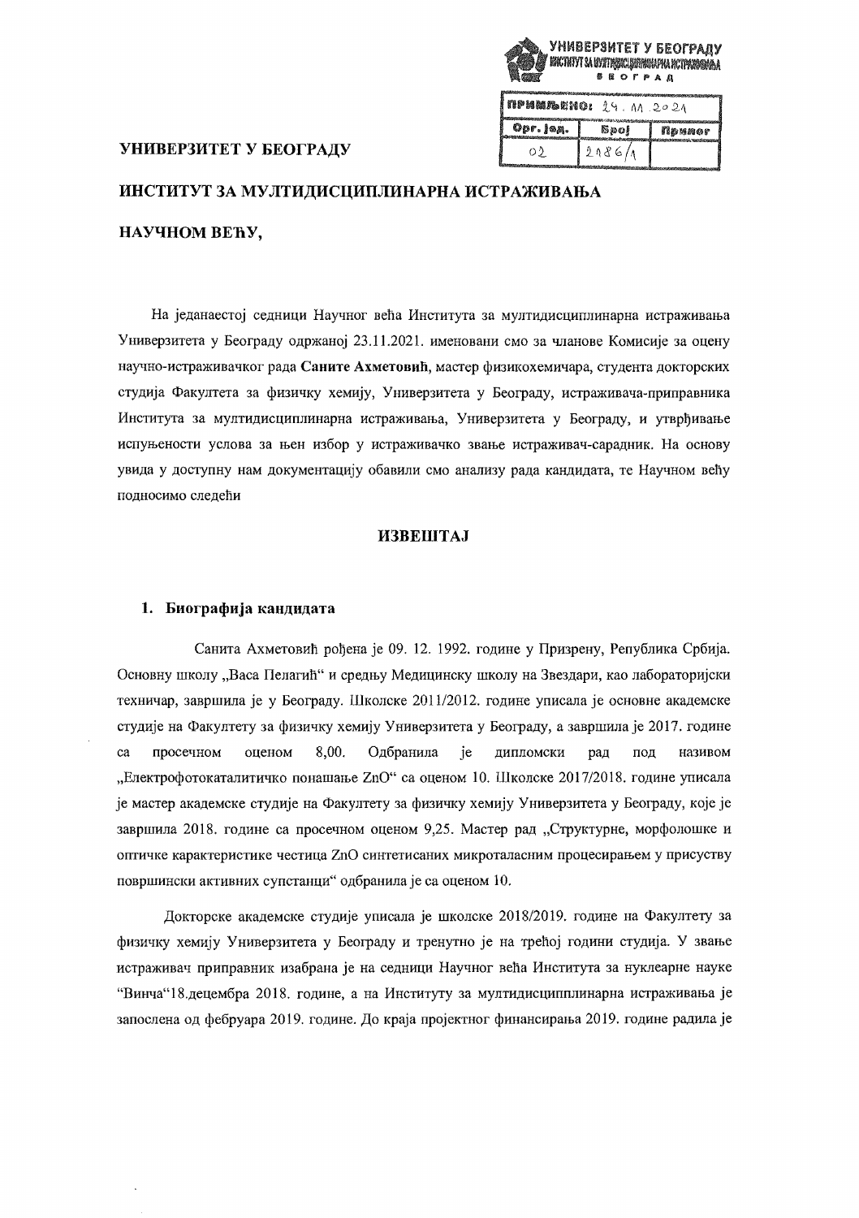УНИВЕРЗИТЕТ У БЕОГРАДУ
ИНСТИТУТ ЗА МУЛТИДИСЦИПЛИНАРНА ИСТРАЖИВАЊА
БЕОГРАД

| ПРИМЉЕНО: 24. 11. 2021 | | |
|---|---|---|
| Орг. јед. | Број | Прилог |
| 02 | 2186/1 | |

**УНИВЕРЗИТЕТ У БЕОГРАДУ**

**ИНСТИТУТ ЗА МУЛТИДИСЦИПЛИНАРНА ИСТРАЖИВАЊА**

**НАУЧНОМ ВЕЋУ,**

На једанаестој седници Научног већа Института за мултидисциплинарна истраживања Универзитета у Београду одржаној 23.11.2021. именовани смо за чланове Комисије за оцену научно-истраживачког рада **Саните Ахметовић**, мастер физикохемичара, студента докторских студија Факултета за физичку хемију, Универзитета у Београду, истраживача-приправника Института за мултидисциплинарна истраживања, Универзитета у Београду, и утврђивање испуњености услова за њен избор у истраживачко звање истраживач-сарадник. На основу увида у доступну нам документацију обавили смо анализу рада кандидата, те Научном већу подносимо следећи

## ИЗВЕШТАЈ

### 1. Биографија кандидата

Санита Ахметовић рођена је 09. 12. 1992. године у Призрену, Република Србија. Основну школу „Васа Пелагић" и средњу Медицинску школу на Звездари, као лабораторијски техничар, завршила је у Београду. Школске 2011/2012. године уписала је основне академске студије на Факултету за физичку хемију Универзитета у Београду, а завршила је 2017. године са просечном оценом 8,00. Одбранила је дипломски рад под називом „Електрофотокаталитичко понашање ZnO" са оценом 10. Школске 2017/2018. године уписала је мастер академске студије на Факултету за физичку хемију Универзитета у Београду, које је завршила 2018. године са просечном оценом 9,25. Мастер рад „Структурне, морфолошке и оптичке карактеристике честица ZnO синтетисаних микроталасним процесирањем у присуству површински активних супстанци" одбранила је са оценом 10.

Докторске академске студије уписала је школске 2018/2019. године на Факултету за физичку хемију Универзитета у Београду и тренутно је на трећој години студија. У звање истраживач приправник изабрана је на седници Научног већа Института за нуклеарне науке "Винча"18.децембра 2018. године, а на Институту за мултидисципплинарна истраживања је запослена од фебруара 2019. године. До краја пројектног финансирања 2019. године радила је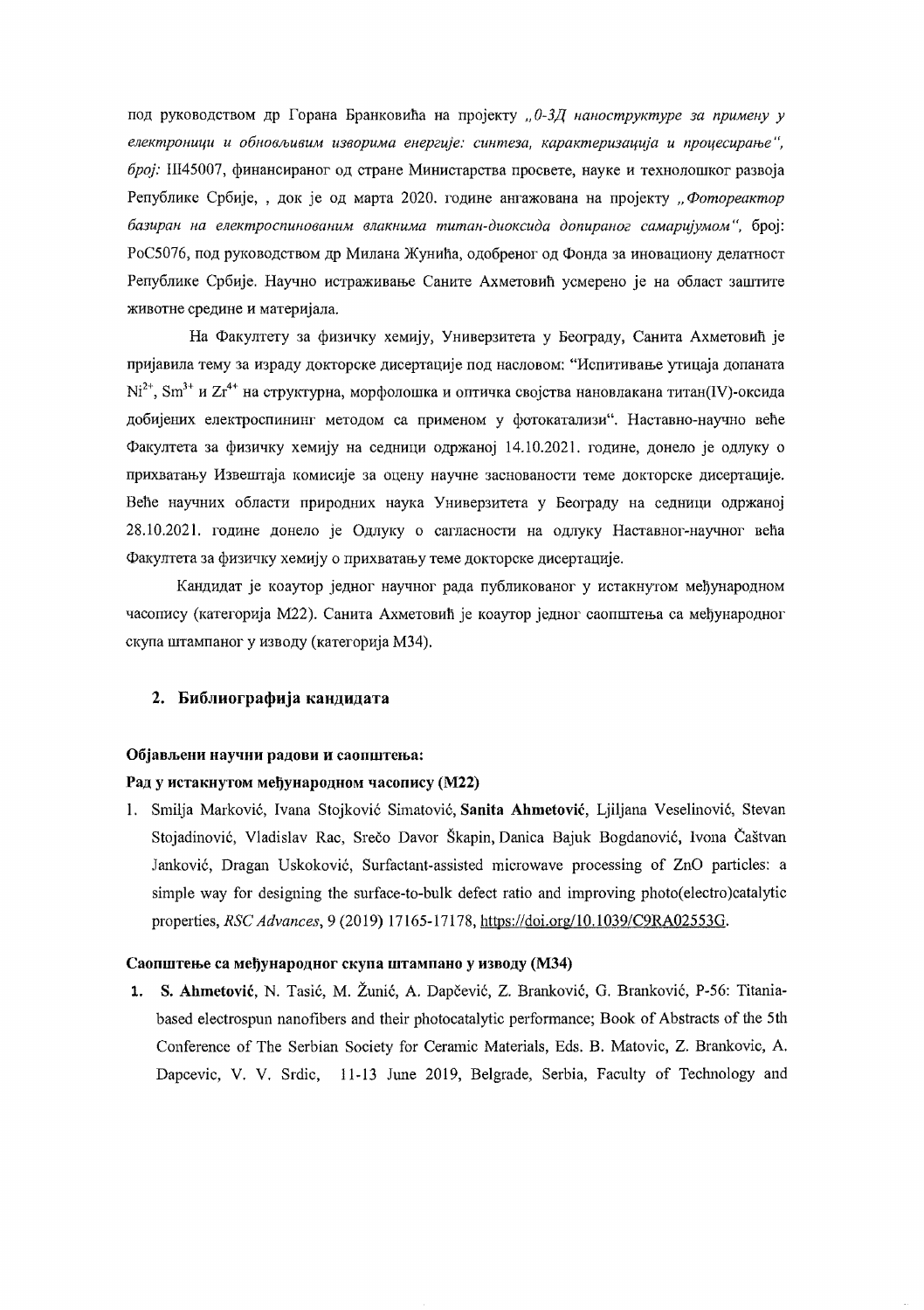под руководством др Горана Бранковића на пројекту *„0-3Д наноструктуре за примену у електроници и обновљивим изворима енергије: синтеза, карактеризација и процесирање"*, *број:* III45007, финансираног од стране Министарства просвете, науке и технолошког развоја Републике Србије, , док је од марта 2020. године ангажована на пројекту *„Фотореактор базиран на електроспинованим влакнима титан-диоксида допираног самаријумом"*, број: PoC5076, под руководством др Милана Жунића, одобреног од Фонда за иновациону делатност Републике Србије. Научно истраживање Саните Ахметовић усмерено је на област заштите животне средине и материјала.

На Факултету за физичку хемију, Универзитета у Београду, Санита Ахметовић је пријавила тему за израду докторске дисертације под насловом: "Испитивање утицаја допаната $Ni^{2+}$, $Sm^{3+}$ и $Zr^{4+}$ на структурна, морфолошка и оптичка својства нановлакана титан(IV)-оксида добијених електроспининг методом са применом у фотокатализи". Наставно-научно веће Факултета за физичку хемију на седници одржаној 14.10.2021. године, донело је одлуку о прихватању Извештаја комисије за оцену научне заснованости теме докторске дисертације. Веће научних области природних наука Универзитета у Београду на седници одржаној 28.10.2021. године донело је Одлуку о сагласности на одлуку Наставног-научног већа Факултета за физичку хемију о прихватању теме докторске дисертације.

Кандидат је коаутор једног научног рада публикованог у истакнутом међународном часопису (категорија M22). Санита Ахметовић је коаутор једног саопштења са међународног скупа штампаног у изводу (категорија M34).

## 2. Библиографија кандидата

**Објављени научни радови и саопштења:**

**Рад у истакнутом међународном часопису (M22)**

1. Smilja Marković, Ivana Stojković Simatović, **Sanita Ahmetović**, Ljiljana Veselinović, Stevan Stojadinović, Vladislav Rac, Srečo Davor Škapin, Danica Bajuk Bogdanović, Ivona Čaštvan Janković, Dragan Uskoković, Surfactant-assisted microwave processing of ZnO particles: a simple way for designing the surface-to-bulk defect ratio and improving photo(electro)catalytic properties, *RSC Advances*, 9 (2019) 17165-17178, https://doi.org/10.1039/C9RA02553G.

**Саопштење са међународног скупа штампано у изводу (M34)**

1. **S. Ahmetović**, N. Tasić, M. Žunić, A. Dapčević, Z. Branković, G. Branković, P-56: Titania-based electrospun nanofibers and their photocatalytic performance; Book of Abstracts of the 5th Conference of The Serbian Society for Ceramic Materials, Eds. B. Matovic, Z. Brankovic, A. Dapcevic, V. V. Srdic, 11-13 June 2019, Belgrade, Serbia, Faculty of Technology and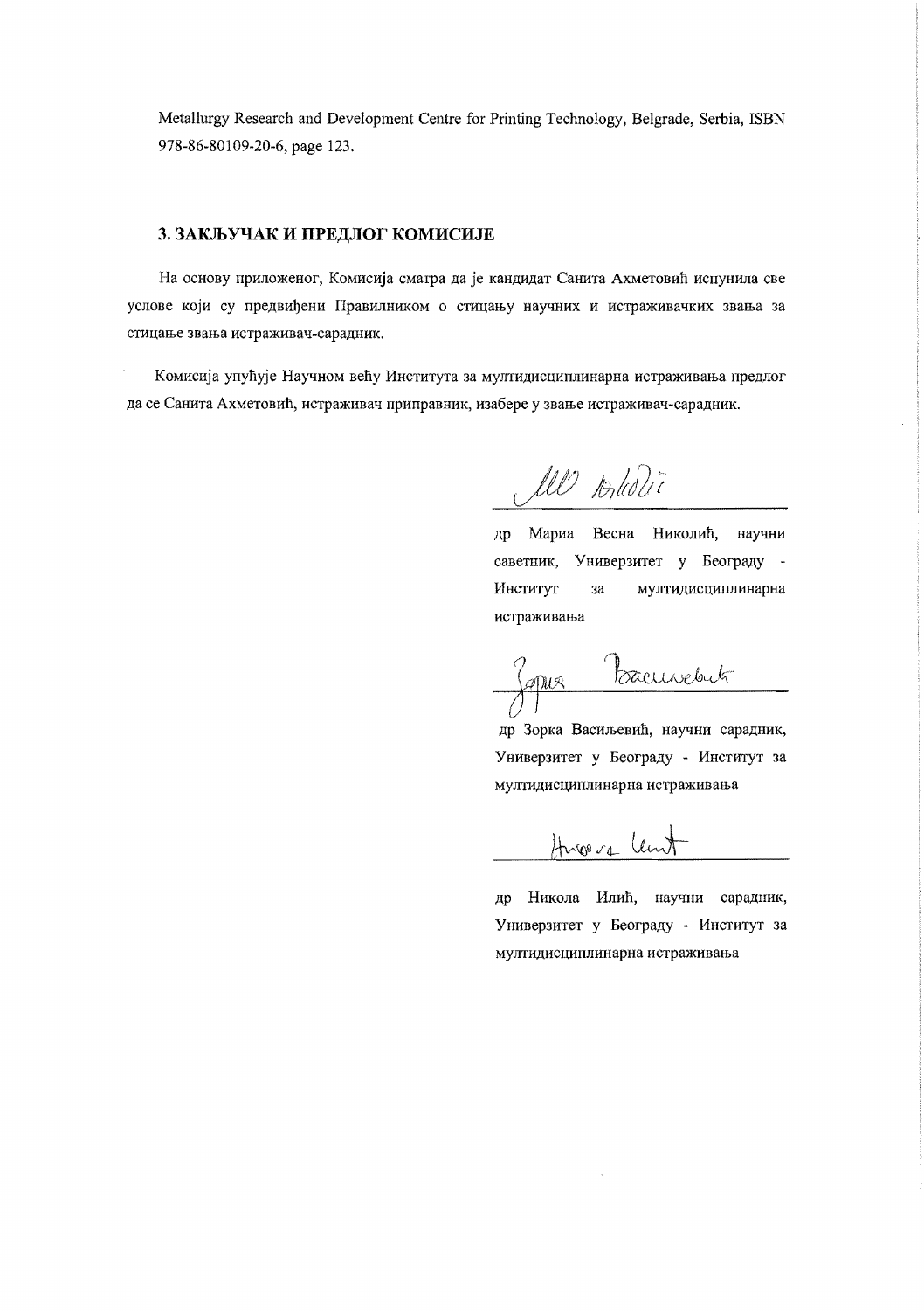Metallurgy Research and Development Centre for Printing Technology, Belgrade, Serbia, ISBN 978-86-80109-20-6, page 123.

## 3. ЗАКЉУЧАК И ПРЕДЛОГ КОМИСИЈЕ

На основу приложеног, Комисија сматра да је кандидат Санита Ахметовић испунила све услове који су предвиђени Правилником о стицању научних и истраживачких звања за стицање звања истраживач-сарадник.

Комисија упућује Научном већу Института за мултидисциплинарна истраживања предлог да се Санита Ахметовић, истраживач приправник, изабере у звање истраживач-сарадник.

---

др Мариа Весна Николић, научни саветник, Универзитет у Београду - Институт за мултидисциплинарна истраживања

---

др Зорка Васиљевић, научни сарадник, Универзитет у Београду - Институт за мултидисциплинарна истраживања

---

др Никола Илић, научни сарадник, Универзитет у Београду - Институт за мултидисциплинарна истраживања